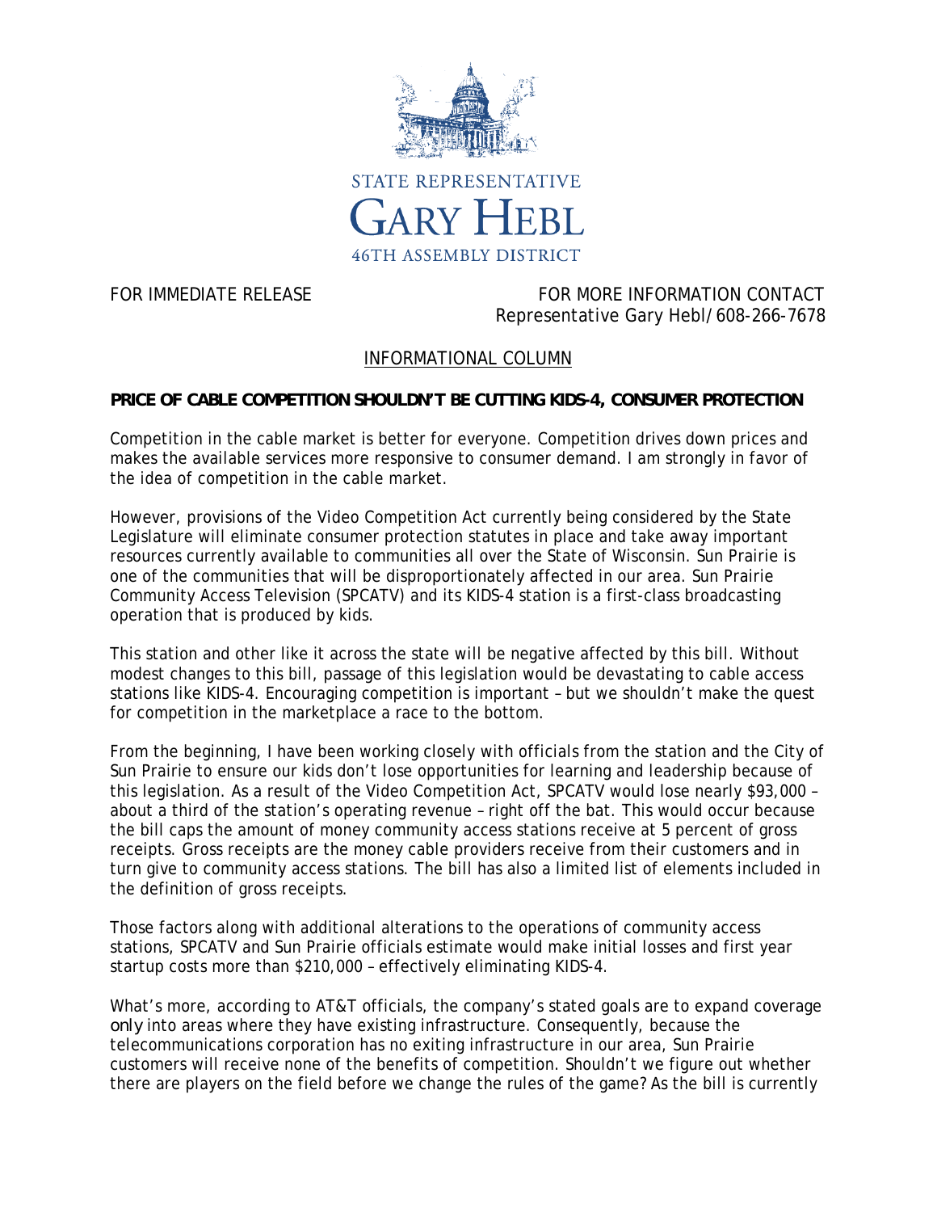STATE REPRESENTATIVE
# GARY HEBL
46TH ASSEMBLY DISTRICT

FOR IMMEDIATE RELEASE

FOR MORE INFORMATION CONTACT
Representative Gary Hebl/608-266-7678

INFORMATIONAL COLUMN

**PRICE OF CABLE COMPETITION SHOULDN'T BE CUTTING KIDS-4, CONSUMER PROTECTION**

Competition in the cable market is better for everyone. Competition drives down prices and makes the available services more responsive to consumer demand. I am strongly in favor of the idea of competition in the cable market.

However, provisions of the Video Competition Act currently being considered by the State Legislature will eliminate consumer protection statutes in place and take away important resources currently available to communities all over the State of Wisconsin. Sun Prairie is one of the communities that will be disproportionately affected in our area. Sun Prairie Community Access Television (SPCATV) and its KIDS-4 station is a first-class broadcasting operation that is produced by kids.

This station and other like it across the state will be negative affected by this bill. Without modest changes to this bill, passage of this legislation would be devastating to cable access stations like KIDS-4. Encouraging competition is important – but we shouldn't make the quest for competition in the marketplace a race to the bottom.

From the beginning, I have been working closely with officials from the station and the City of Sun Prairie to ensure our kids don't lose opportunities for learning and leadership because of this legislation. As a result of the Video Competition Act, SPCATV would lose nearly $93,000 – about a third of the station's operating revenue – right off the bat. This would occur because the bill caps the amount of money community access stations receive at 5 percent of gross receipts. Gross receipts are the money cable providers receive from their customers and in turn give to community access stations. The bill has also a limited list of elements included in the definition of gross receipts.

Those factors along with additional alterations to the operations of community access stations, SPCATV and Sun Prairie officials estimate would make initial losses and first year startup costs more than $210,000 – effectively eliminating KIDS-4.

What's more, according to AT&T officials, the company's stated goals are to expand coverage *only* into areas where they have existing infrastructure. Consequently, because the telecommunications corporation has no exiting infrastructure in our area, Sun Prairie customers will receive none of the benefits of competition. Shouldn't we figure out whether there are players on the field before we change the rules of the game? As the bill is currently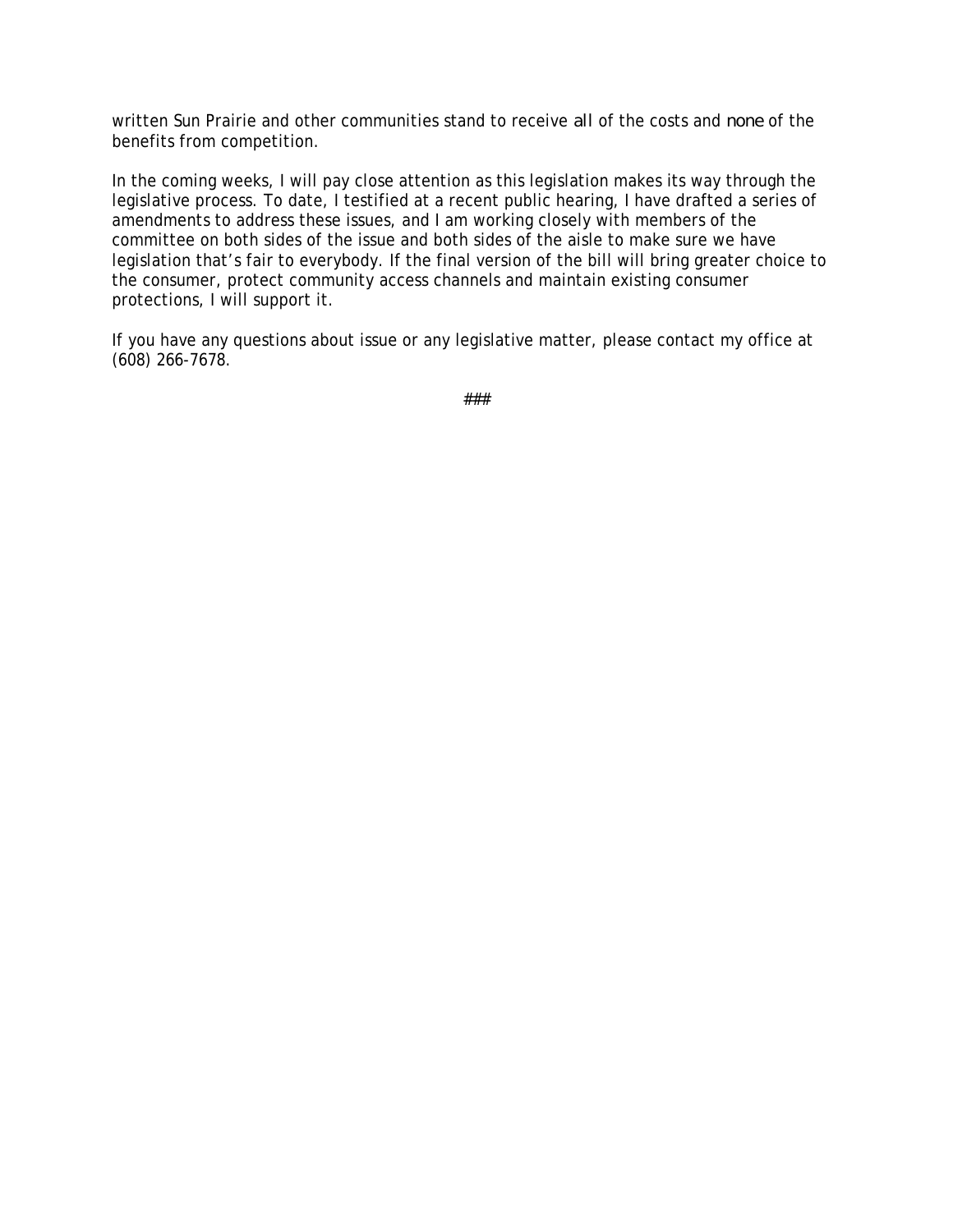written Sun Prairie and other communities stand to receive *all* of the costs and *none* of the benefits from competition.

In the coming weeks, I will pay close attention as this legislation makes its way through the legislative process. To date, I testified at a recent public hearing, I have drafted a series of amendments to address these issues, and I am working closely with members of the committee on both sides of the issue and both sides of the aisle to make sure we have legislation that's fair to everybody. If the final version of the bill will bring greater choice to the consumer, protect community access channels and maintain existing consumer protections, I will support it.

If you have any questions about issue or any legislative matter, please contact my office at (608) 266-7678.

###